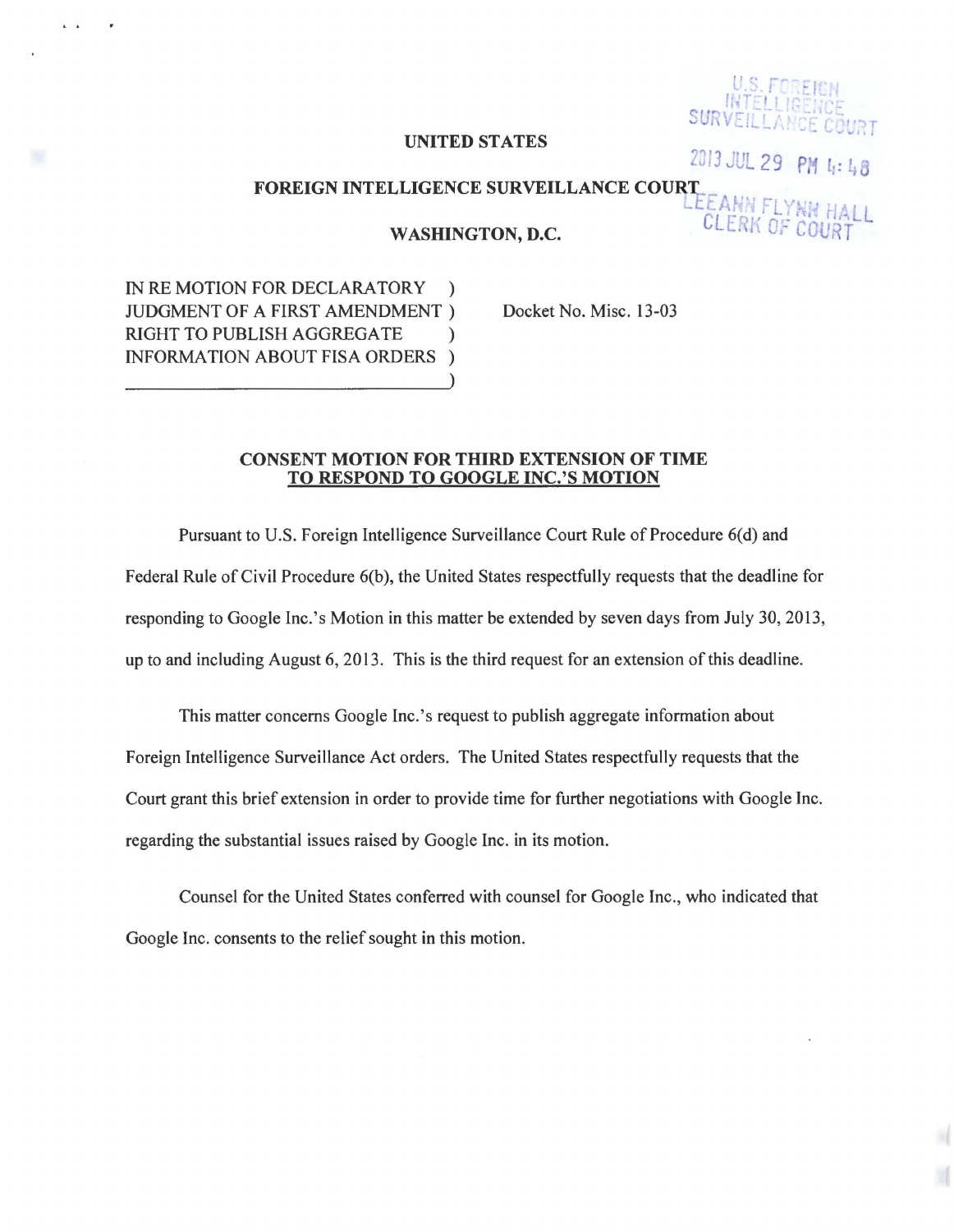U.S. FOREIGN INTELLIGENCE SURVEILLANCE COURT

2013 JUL 29 PM 4:48

LEEANN FLYNN HALL CLERK OF COURT

**UNITED STATES**

**FOREIGN INTELLIGENCE SURVEILLANCE COURT**

**WASHINGTON, D.C.**

IN RE MOTION FOR DECLARATORY JUDGMENT OF A FIRST AMENDMENT RIGHT TO PUBLISH AGGREGATE INFORMATION ABOUT FISA ORDERS

Docket No. Misc. 13-03

## CONSENT MOTION FOR THIRD EXTENSION OF TIME TO RESPOND TO GOOGLE INC.'S MOTION

Pursuant to U.S. Foreign Intelligence Surveillance Court Rule of Procedure 6(d) and Federal Rule of Civil Procedure 6(b), the United States respectfully requests that the deadline for responding to Google Inc.'s Motion in this matter be extended by seven days from July 30, 2013, up to and including August 6, 2013. This is the third request for an extension of this deadline.

This matter concerns Google Inc.'s request to publish aggregate information about Foreign Intelligence Surveillance Act orders. The United States respectfully requests that the Court grant this brief extension in order to provide time for further negotiations with Google Inc. regarding the substantial issues raised by Google Inc. in its motion.

Counsel for the United States conferred with counsel for Google Inc., who indicated that Google Inc. consents to the relief sought in this motion.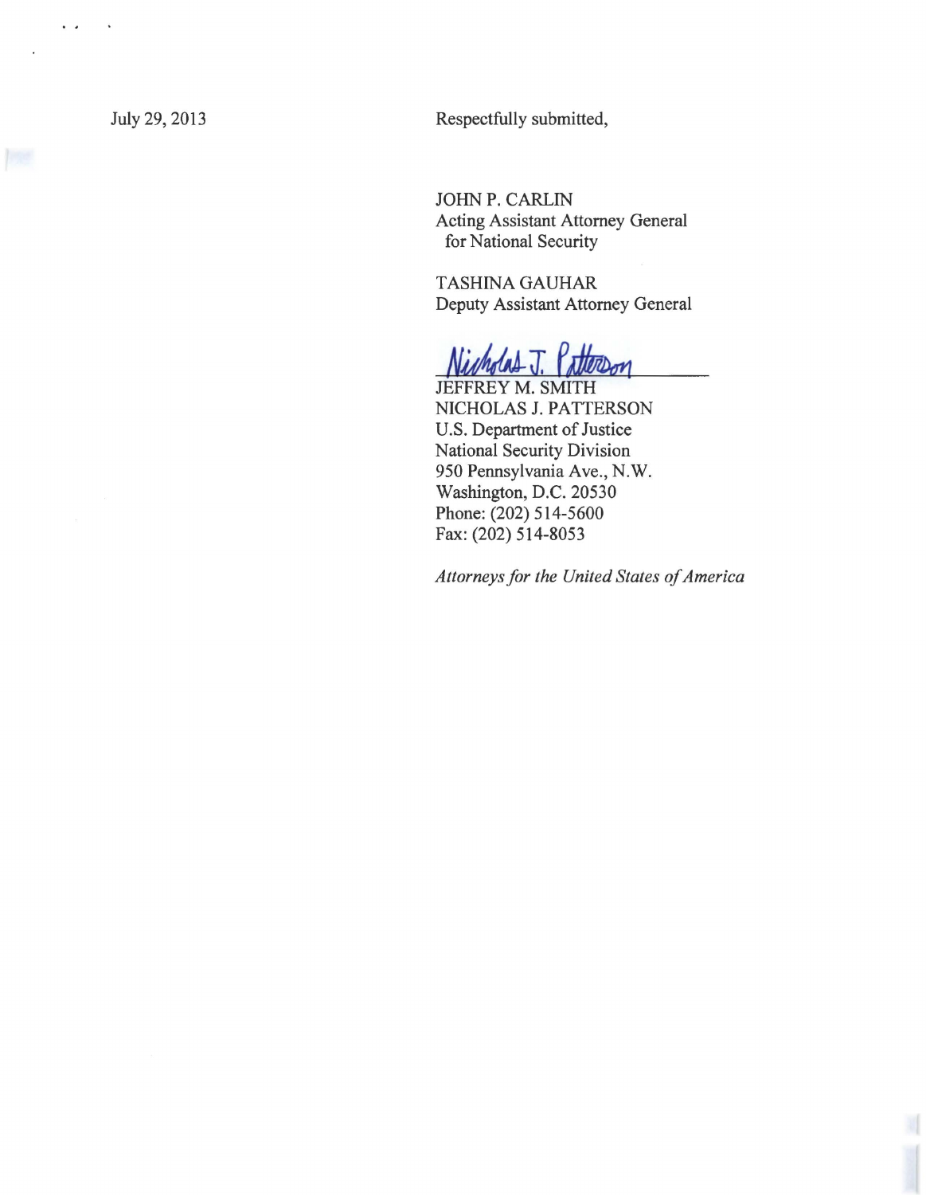July 29, 2013

Respectfully submitted,

JOHN P. CARLIN
Acting Assistant Attorney General
for National Security

TASHINA GAUHAR
Deputy Assistant Attorney General

Nicholas J. Patterson

JEFFREY M. SMITH
NICHOLAS J. PATTERSON
U.S. Department of Justice
National Security Division
950 Pennsylvania Ave., N.W.
Washington, D.C. 20530
Phone: (202) 514-5600
Fax: (202) 514-8053

*Attorneys for the United States of America*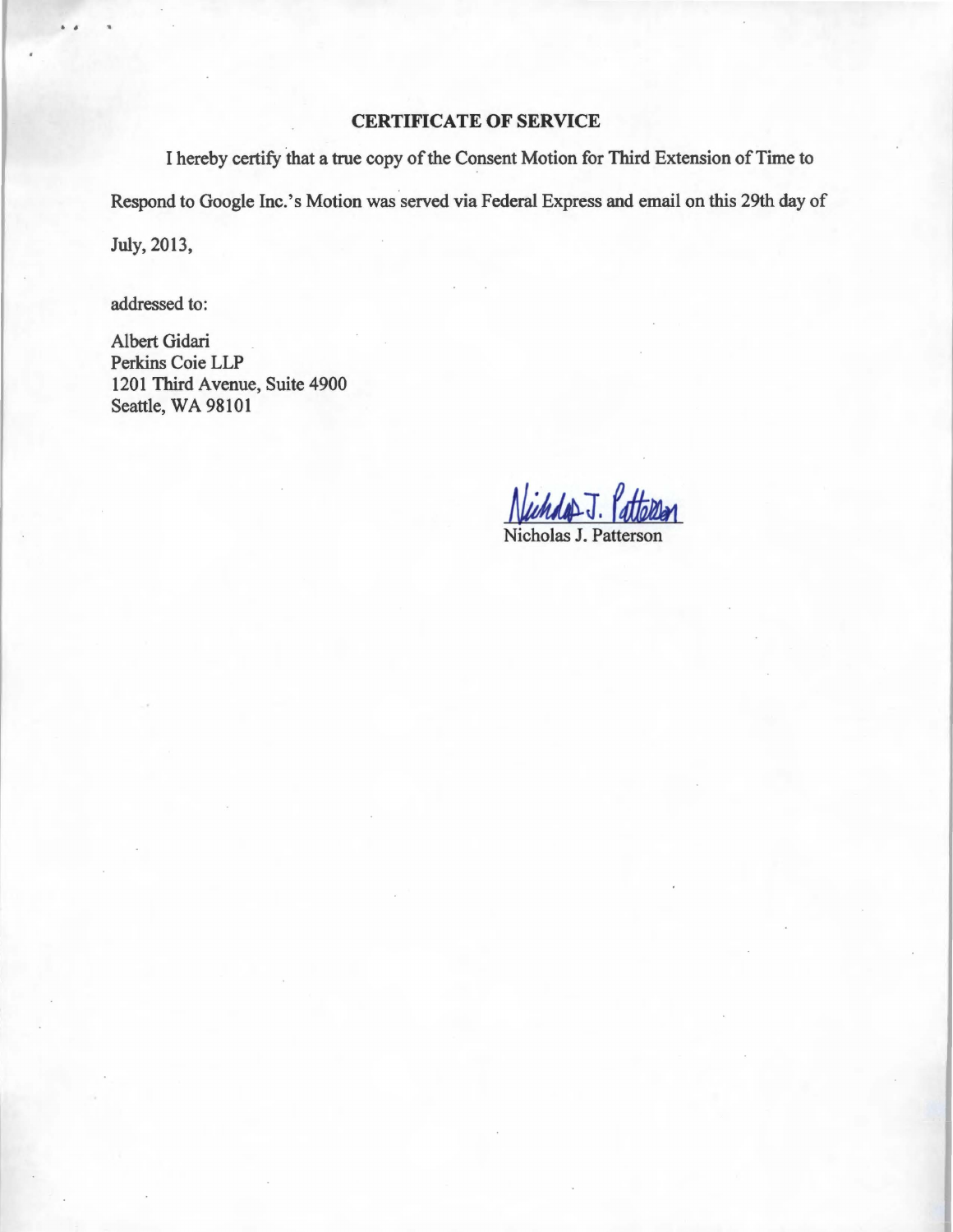**CERTIFICATE OF SERVICE**

I hereby certify that a true copy of the Consent Motion for Third Extension of Time to Respond to Google Inc.'s Motion was served via Federal Express and email on this 29th day of July, 2013,

addressed to:

Albert Gidari
Perkins Coie LLP
1201 Third Avenue, Suite 4900
Seattle, WA 98101

Nicholas J. Patterson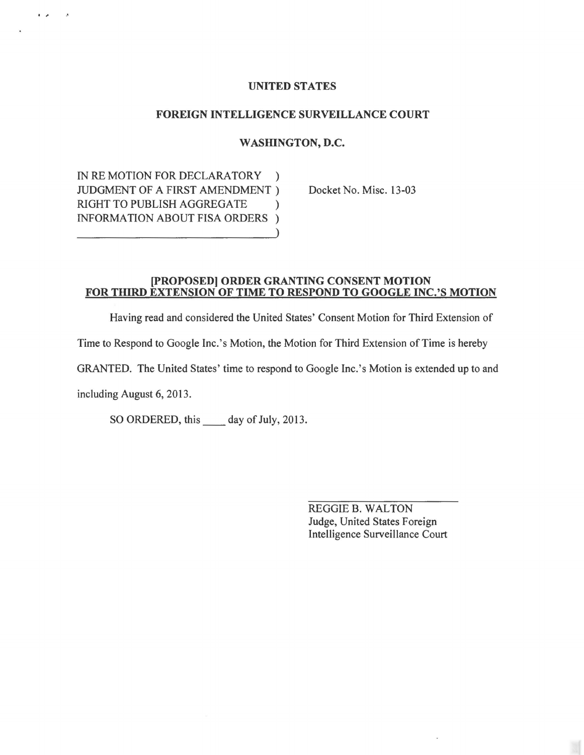**UNITED STATES**

**FOREIGN INTELLIGENCE SURVEILLANCE COURT**

**WASHINGTON, D.C.**

IN RE MOTION FOR DECLARATORY )
JUDGMENT OF A FIRST AMENDMENT )
RIGHT TO PUBLISH AGGREGATE )
INFORMATION ABOUT FISA ORDERS )
\_\_\_\_\_\_\_\_\_\_\_\_\_\_\_\_\_\_\_\_\_\_\_\_\_\_\_\_\_\_\_\_\_\_\_\_)

Docket No. Misc. 13-03

**[PROPOSED] ORDER GRANTING CONSENT MOTION**
**FOR THIRD EXTENSION OF TIME TO RESPOND TO GOOGLE INC.'S MOTION**

Having read and considered the United States' Consent Motion for Third Extension of Time to Respond to Google Inc.'s Motion, the Motion for Third Extension of Time is hereby GRANTED. The United States' time to respond to Google Inc.'s Motion is extended up to and including August 6, 2013.

SO ORDERED, this \_\_\_\_ day of July, 2013.

\_\_\_\_\_\_\_\_\_\_\_\_\_\_\_\_\_\_\_\_\_\_\_\_
REGGIE B. WALTON
Judge, United States Foreign
Intelligence Surveillance Court